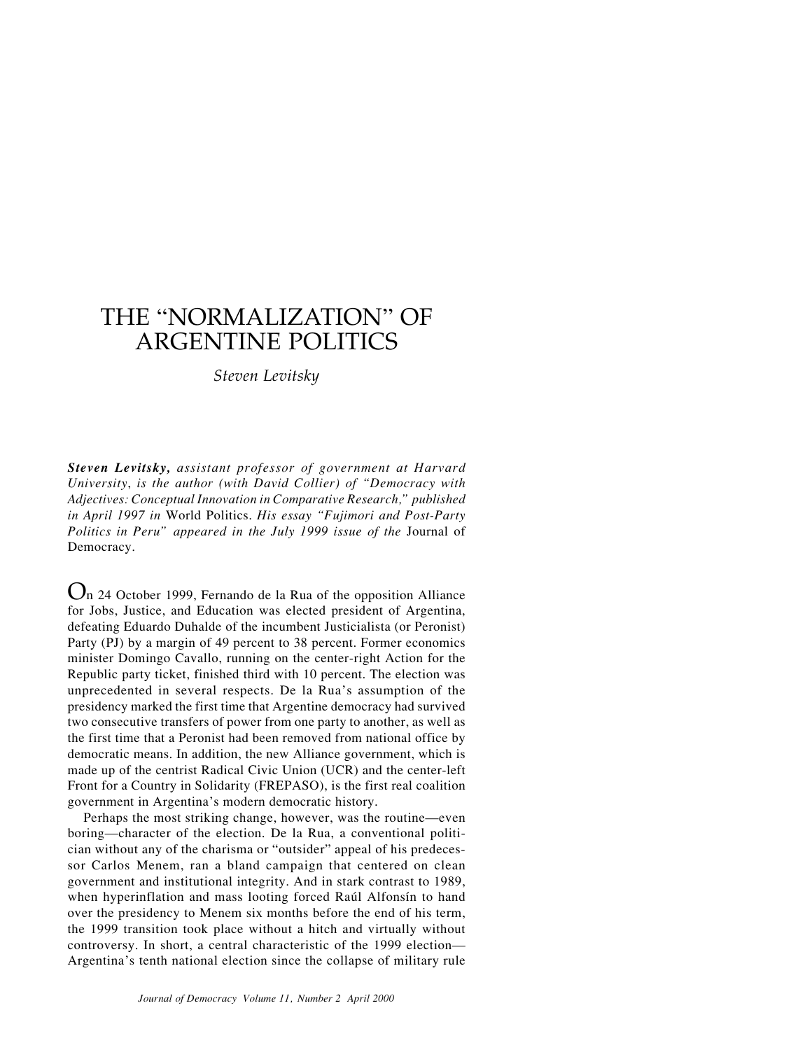# THE "NORMALIZATION" OF ARGENTINE POLITICS

*Steven Levitsky*

***Steven Levitsky,*** *assistant professor of government at Harvard University, is the author (with David Collier) of "Democracy with Adjectives: Conceptual Innovation in Comparative Research," published in April 1997 in* World Politics. *His essay "Fujimori and Post-Party Politics in Peru" appeared in the July 1999 issue of the* Journal of Democracy.

On 24 October 1999, Fernando de la Rua of the opposition Alliance for Jobs, Justice, and Education was elected president of Argentina, defeating Eduardo Duhalde of the incumbent Justicialista (or Peronist) Party (PJ) by a margin of 49 percent to 38 percent. Former economics minister Domingo Cavallo, running on the center-right Action for the Republic party ticket, finished third with 10 percent. The election was unprecedented in several respects. De la Rua's assumption of the presidency marked the first time that Argentine democracy had survived two consecutive transfers of power from one party to another, as well as the first time that a Peronist had been removed from national office by democratic means. In addition, the new Alliance government, which is made up of the centrist Radical Civic Union (UCR) and the center-left Front for a Country in Solidarity (FREPASO), is the first real coalition government in Argentina's modern democratic history.

Perhaps the most striking change, however, was the routine—even boring—character of the election. De la Rua, a conventional politician without any of the charisma or "outsider" appeal of his predecessor Carlos Menem, ran a bland campaign that centered on clean government and institutional integrity. And in stark contrast to 1989, when hyperinflation and mass looting forced Raúl Alfonsín to hand over the presidency to Menem six months before the end of his term, the 1999 transition took place without a hitch and virtually without controversy. In short, a central characteristic of the 1999 election—Argentina's tenth national election since the collapse of military rule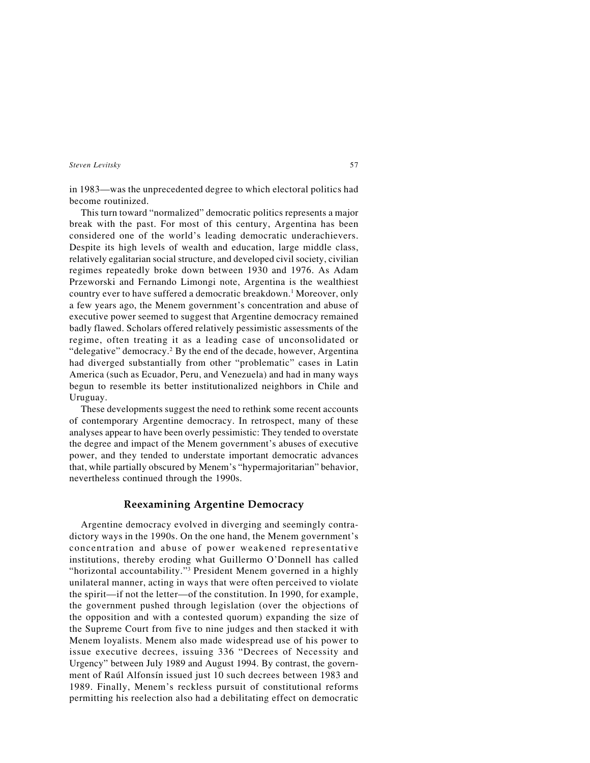in 1983—was the unprecedented degree to which electoral politics had become routinized.

This turn toward "normalized" democratic politics represents a major break with the past. For most of this century, Argentina has been considered one of the world's leading democratic underachievers. Despite its high levels of wealth and education, large middle class, relatively egalitarian social structure, and developed civil society, civilian regimes repeatedly broke down between 1930 and 1976. As Adam Przeworski and Fernando Limongi note, Argentina is the wealthiest country ever to have suffered a democratic breakdown.[1] Moreover, only a few years ago, the Menem government's concentration and abuse of executive power seemed to suggest that Argentine democracy remained badly flawed. Scholars offered relatively pessimistic assessments of the regime, often treating it as a leading case of unconsolidated or "delegative" democracy.[2] By the end of the decade, however, Argentina had diverged substantially from other "problematic" cases in Latin America (such as Ecuador, Peru, and Venezuela) and had in many ways begun to resemble its better institutionalized neighbors in Chile and Uruguay.

These developments suggest the need to rethink some recent accounts of contemporary Argentine democracy. In retrospect, many of these analyses appear to have been overly pessimistic: They tended to overstate the degree and impact of the Menem government's abuses of executive power, and they tended to understate important democratic advances that, while partially obscured by Menem's "hypermajoritarian" behavior, nevertheless continued through the 1990s.

## Reexamining Argentine Democracy

Argentine democracy evolved in diverging and seemingly contradictory ways in the 1990s. On the one hand, the Menem government's concentration and abuse of power weakened representative institutions, thereby eroding what Guillermo O'Donnell has called "horizontal accountability."[3] President Menem governed in a highly unilateral manner, acting in ways that were often perceived to violate the spirit—if not the letter—of the constitution. In 1990, for example, the government pushed through legislation (over the objections of the opposition and with a contested quorum) expanding the size of the Supreme Court from five to nine judges and then stacked it with Menem loyalists. Menem also made widespread use of his power to issue executive decrees, issuing 336 "Decrees of Necessity and Urgency" between July 1989 and August 1994. By contrast, the government of Raúl Alfonsín issued just 10 such decrees between 1983 and 1989. Finally, Menem's reckless pursuit of constitutional reforms permitting his reelection also had a debilitating effect on democratic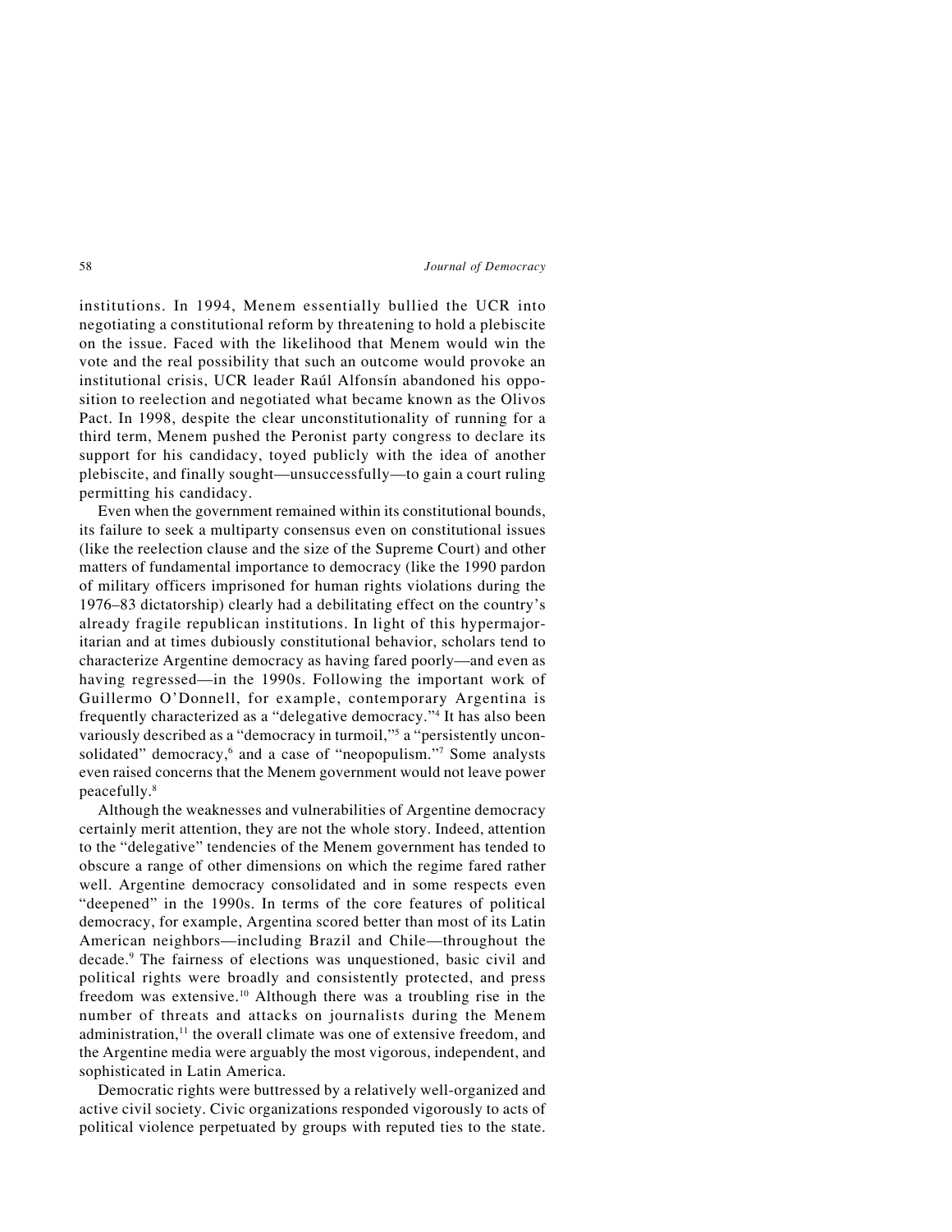institutions. In 1994, Menem essentially bullied the UCR into negotiating a constitutional reform by threatening to hold a plebiscite on the issue. Faced with the likelihood that Menem would win the vote and the real possibility that such an outcome would provoke an institutional crisis, UCR leader Raúl Alfonsín abandoned his opposition to reelection and negotiated what became known as the Olivos Pact. In 1998, despite the clear unconstitutionality of running for a third term, Menem pushed the Peronist party congress to declare its support for his candidacy, toyed publicly with the idea of another plebiscite, and finally sought—unsuccessfully—to gain a court ruling permitting his candidacy.

Even when the government remained within its constitutional bounds, its failure to seek a multiparty consensus even on constitutional issues (like the reelection clause and the size of the Supreme Court) and other matters of fundamental importance to democracy (like the 1990 pardon of military officers imprisoned for human rights violations during the 1976–83 dictatorship) clearly had a debilitating effect on the country's already fragile republican institutions. In light of this hypermajoritarian and at times dubiously constitutional behavior, scholars tend to characterize Argentine democracy as having fared poorly—and even as having regressed—in the 1990s. Following the important work of Guillermo O'Donnell, for example, contemporary Argentina is frequently characterized as a "delegative democracy."[4] It has also been variously described as a "democracy in turmoil,"[5] a "persistently unconsolidated" democracy,[6] and a case of "neopopulism."[7] Some analysts even raised concerns that the Menem government would not leave power peacefully.[8]

Although the weaknesses and vulnerabilities of Argentine democracy certainly merit attention, they are not the whole story. Indeed, attention to the "delegative" tendencies of the Menem government has tended to obscure a range of other dimensions on which the regime fared rather well. Argentine democracy consolidated and in some respects even "deepened" in the 1990s. In terms of the core features of political democracy, for example, Argentina scored better than most of its Latin American neighbors—including Brazil and Chile—throughout the decade.[9] The fairness of elections was unquestioned, basic civil and political rights were broadly and consistently protected, and press freedom was extensive.[10] Although there was a troubling rise in the number of threats and attacks on journalists during the Menem administration,[11] the overall climate was one of extensive freedom, and the Argentine media were arguably the most vigorous, independent, and sophisticated in Latin America.

Democratic rights were buttressed by a relatively well-organized and active civil society. Civic organizations responded vigorously to acts of political violence perpetuated by groups with reputed ties to the state.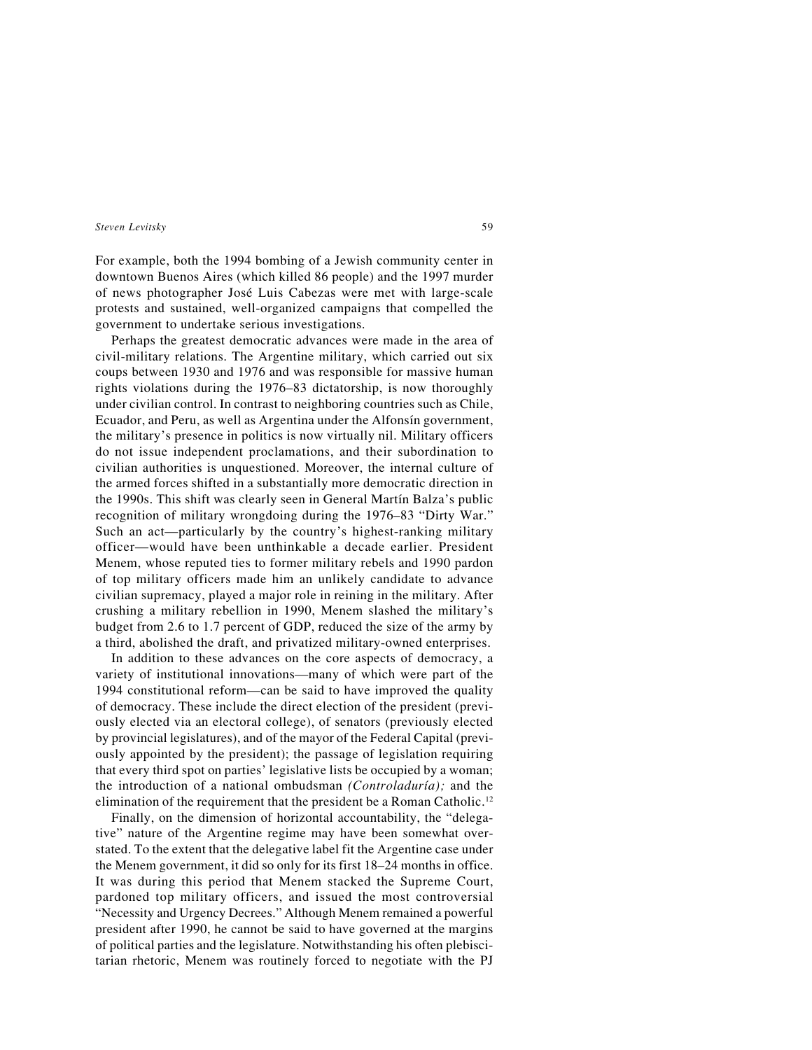For example, both the 1994 bombing of a Jewish community center in downtown Buenos Aires (which killed 86 people) and the 1997 murder of news photographer José Luis Cabezas were met with large-scale protests and sustained, well-organized campaigns that compelled the government to undertake serious investigations.

Perhaps the greatest democratic advances were made in the area of civil-military relations. The Argentine military, which carried out six coups between 1930 and 1976 and was responsible for massive human rights violations during the 1976–83 dictatorship, is now thoroughly under civilian control. In contrast to neighboring countries such as Chile, Ecuador, and Peru, as well as Argentina under the Alfonsín government, the military's presence in politics is now virtually nil. Military officers do not issue independent proclamations, and their subordination to civilian authorities is unquestioned. Moreover, the internal culture of the armed forces shifted in a substantially more democratic direction in the 1990s. This shift was clearly seen in General Martín Balza's public recognition of military wrongdoing during the 1976–83 "Dirty War." Such an act—particularly by the country's highest-ranking military officer—would have been unthinkable a decade earlier. President Menem, whose reputed ties to former military rebels and 1990 pardon of top military officers made him an unlikely candidate to advance civilian supremacy, played a major role in reining in the military. After crushing a military rebellion in 1990, Menem slashed the military's budget from 2.6 to 1.7 percent of GDP, reduced the size of the army by a third, abolished the draft, and privatized military-owned enterprises.

In addition to these advances on the core aspects of democracy, a variety of institutional innovations—many of which were part of the 1994 constitutional reform—can be said to have improved the quality of democracy. These include the direct election of the president (previously elected via an electoral college), of senators (previously elected by provincial legislatures), and of the mayor of the Federal Capital (previously appointed by the president); the passage of legislation requiring that every third spot on parties' legislative lists be occupied by a woman; the introduction of a national ombudsman *(Controladuría);* and the elimination of the requirement that the president be a Roman Catholic.[12]

Finally, on the dimension of horizontal accountability, the "delegative" nature of the Argentine regime may have been somewhat overstated. To the extent that the delegative label fit the Argentine case under the Menem government, it did so only for its first 18–24 months in office. It was during this period that Menem stacked the Supreme Court, pardoned top military officers, and issued the most controversial "Necessity and Urgency Decrees." Although Menem remained a powerful president after 1990, he cannot be said to have governed at the margins of political parties and the legislature. Notwithstanding his often plebiscitarian rhetoric, Menem was routinely forced to negotiate with the PJ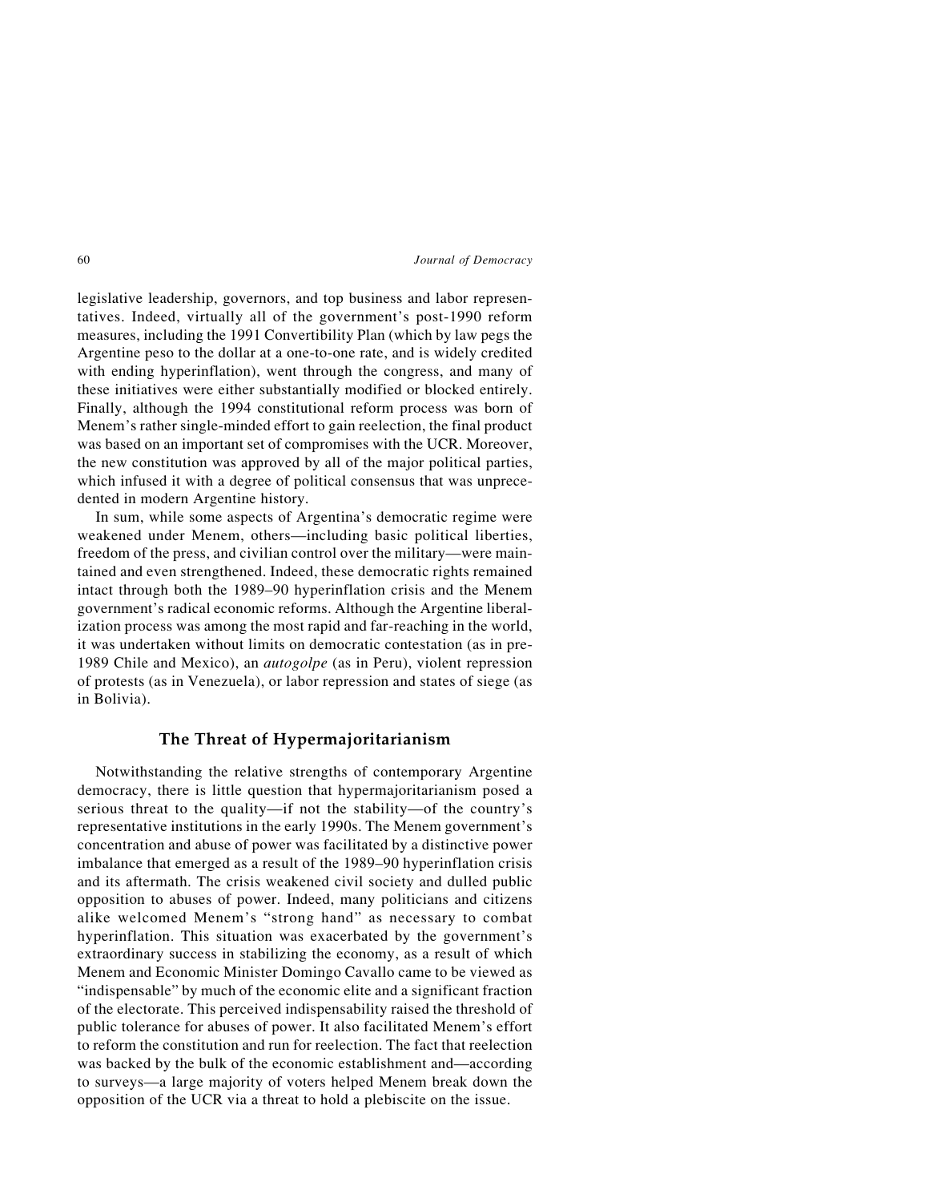legislative leadership, governors, and top business and labor representatives. Indeed, virtually all of the government's post-1990 reform measures, including the 1991 Convertibility Plan (which by law pegs the Argentine peso to the dollar at a one-to-one rate, and is widely credited with ending hyperinflation), went through the congress, and many of these initiatives were either substantially modified or blocked entirely. Finally, although the 1994 constitutional reform process was born of Menem's rather single-minded effort to gain reelection, the final product was based on an important set of compromises with the UCR. Moreover, the new constitution was approved by all of the major political parties, which infused it with a degree of political consensus that was unprecedented in modern Argentine history.

In sum, while some aspects of Argentina's democratic regime were weakened under Menem, others—including basic political liberties, freedom of the press, and civilian control over the military—were maintained and even strengthened. Indeed, these democratic rights remained intact through both the 1989–90 hyperinflation crisis and the Menem government's radical economic reforms. Although the Argentine liberalization process was among the most rapid and far-reaching in the world, it was undertaken without limits on democratic contestation (as in pre-1989 Chile and Mexico), an *autogolpe* (as in Peru), violent repression of protests (as in Venezuela), or labor repression and states of siege (as in Bolivia).

## The Threat of Hypermajoritarianism

Notwithstanding the relative strengths of contemporary Argentine democracy, there is little question that hypermajoritarianism posed a serious threat to the quality—if not the stability—of the country's representative institutions in the early 1990s. The Menem government's concentration and abuse of power was facilitated by a distinctive power imbalance that emerged as a result of the 1989–90 hyperinflation crisis and its aftermath. The crisis weakened civil society and dulled public opposition to abuses of power. Indeed, many politicians and citizens alike welcomed Menem's "strong hand" as necessary to combat hyperinflation. This situation was exacerbated by the government's extraordinary success in stabilizing the economy, as a result of which Menem and Economic Minister Domingo Cavallo came to be viewed as "indispensable" by much of the economic elite and a significant fraction of the electorate. This perceived indispensability raised the threshold of public tolerance for abuses of power. It also facilitated Menem's effort to reform the constitution and run for reelection. The fact that reelection was backed by the bulk of the economic establishment and—according to surveys—a large majority of voters helped Menem break down the opposition of the UCR via a threat to hold a plebiscite on the issue.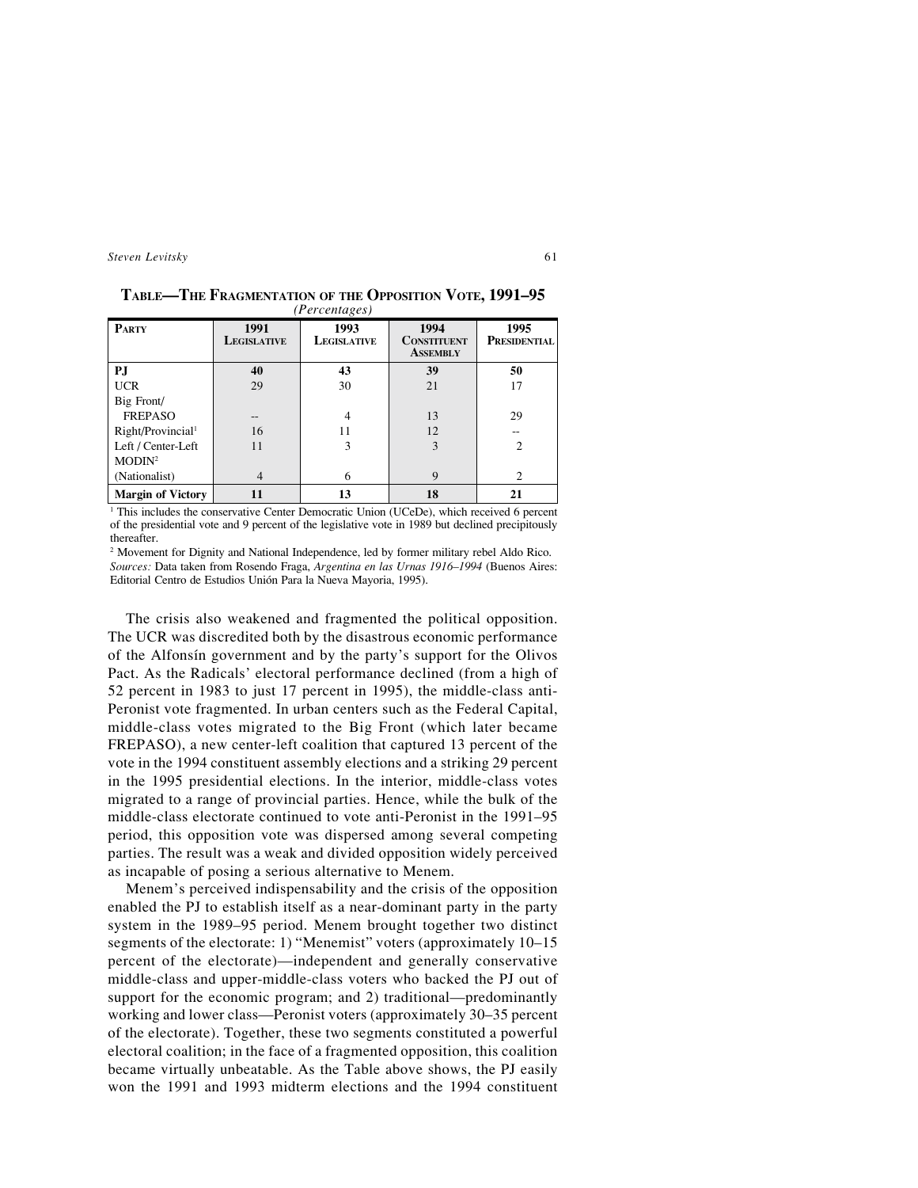**TABLE—THE FRAGMENTATION OF THE OPPOSITION VOTE, 1991–95**
*(Percentages)*

| PARTY | 1991 LEGISLATIVE | 1993 LEGISLATIVE | 1994 CONSTITUENT ASSEMBLY | 1995 PRESIDENTIAL |
|---|---|---|---|---|
| **PJ** | **40** | **43** | **39** | **50** |
| UCR | 29 | 30 | 21 | 17 |
| Big Front/ FREPASO | -- | 4 | 13 | 29 |
| Right/Provincial[1] | 16 | 11 | 12 | -- |
| Left / Center-Left | 11 | 3 | 3 | 2 |
| MODIN[2] (Nationalist) | 4 | 6 | 9 | 2 |
| **Margin of Victory** | **11** | **13** | **18** | **21** |

[1] This includes the conservative Center Democratic Union (UCeDe), which received 6 percent of the presidential vote and 9 percent of the legislative vote in 1989 but declined precipitously thereafter.

[2] Movement for Dignity and National Independence, led by former military rebel Aldo Rico.

*Sources:* Data taken from Rosendo Fraga, *Argentina en las Urnas 1916–1994* (Buenos Aires: Editorial Centro de Estudios Unión Para la Nueva Mayoria, 1995).

The crisis also weakened and fragmented the political opposition. The UCR was discredited both by the disastrous economic performance of the Alfonsín government and by the party's support for the Olivos Pact. As the Radicals' electoral performance declined (from a high of 52 percent in 1983 to just 17 percent in 1995), the middle-class anti-Peronist vote fragmented. In urban centers such as the Federal Capital, middle-class votes migrated to the Big Front (which later became FREPASO), a new center-left coalition that captured 13 percent of the vote in the 1994 constituent assembly elections and a striking 29 percent in the 1995 presidential elections. In the interior, middle-class votes migrated to a range of provincial parties. Hence, while the bulk of the middle-class electorate continued to vote anti-Peronist in the 1991–95 period, this opposition vote was dispersed among several competing parties. The result was a weak and divided opposition widely perceived as incapable of posing a serious alternative to Menem.

Menem's perceived indispensability and the crisis of the opposition enabled the PJ to establish itself as a near-dominant party in the party system in the 1989–95 period. Menem brought together two distinct segments of the electorate: 1) "Menemist" voters (approximately 10–15 percent of the electorate)—independent and generally conservative middle-class and upper-middle-class voters who backed the PJ out of support for the economic program; and 2) traditional—predominantly working and lower class—Peronist voters (approximately 30–35 percent of the electorate). Together, these two segments constituted a powerful electoral coalition; in the face of a fragmented opposition, this coalition became virtually unbeatable. As the Table above shows, the PJ easily won the 1991 and 1993 midterm elections and the 1994 constituent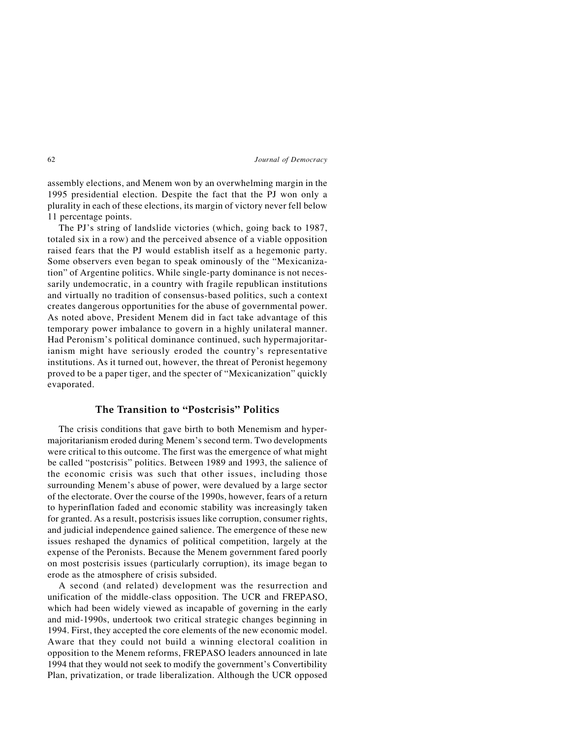assembly elections, and Menem won by an overwhelming margin in the 1995 presidential election. Despite the fact that the PJ won only a plurality in each of these elections, its margin of victory never fell below 11 percentage points.

The PJ's string of landslide victories (which, going back to 1987, totaled six in a row) and the perceived absence of a viable opposition raised fears that the PJ would establish itself as a hegemonic party. Some observers even began to speak ominously of the "Mexicanization" of Argentine politics. While single-party dominance is not necessarily undemocratic, in a country with fragile republican institutions and virtually no tradition of consensus-based politics, such a context creates dangerous opportunities for the abuse of governmental power. As noted above, President Menem did in fact take advantage of this temporary power imbalance to govern in a highly unilateral manner. Had Peronism's political dominance continued, such hypermajoritarianism might have seriously eroded the country's representative institutions. As it turned out, however, the threat of Peronist hegemony proved to be a paper tiger, and the specter of "Mexicanization" quickly evaporated.

## The Transition to "Postcrisis" Politics

The crisis conditions that gave birth to both Menemism and hypermajoritarianism eroded during Menem's second term. Two developments were critical to this outcome. The first was the emergence of what might be called "postcrisis" politics. Between 1989 and 1993, the salience of the economic crisis was such that other issues, including those surrounding Menem's abuse of power, were devalued by a large sector of the electorate. Over the course of the 1990s, however, fears of a return to hyperinflation faded and economic stability was increasingly taken for granted. As a result, postcrisis issues like corruption, consumer rights, and judicial independence gained salience. The emergence of these new issues reshaped the dynamics of political competition, largely at the expense of the Peronists. Because the Menem government fared poorly on most postcrisis issues (particularly corruption), its image began to erode as the atmosphere of crisis subsided.

A second (and related) development was the resurrection and unification of the middle-class opposition. The UCR and FREPASO, which had been widely viewed as incapable of governing in the early and mid-1990s, undertook two critical strategic changes beginning in 1994. First, they accepted the core elements of the new economic model. Aware that they could not build a winning electoral coalition in opposition to the Menem reforms, FREPASO leaders announced in late 1994 that they would not seek to modify the government's Convertibility Plan, privatization, or trade liberalization. Although the UCR opposed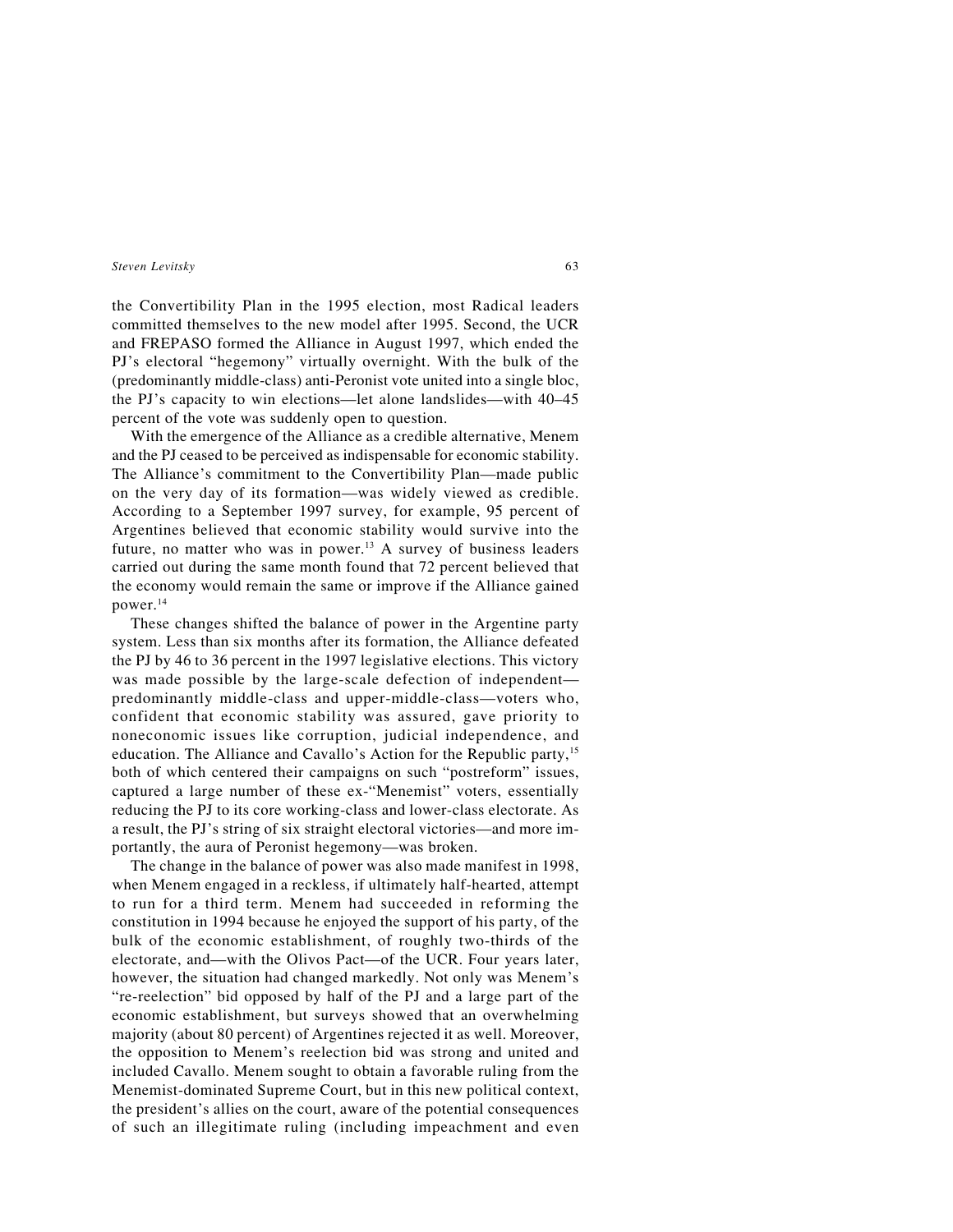the Convertibility Plan in the 1995 election, most Radical leaders committed themselves to the new model after 1995. Second, the UCR and FREPASO formed the Alliance in August 1997, which ended the PJ's electoral "hegemony" virtually overnight. With the bulk of the (predominantly middle-class) anti-Peronist vote united into a single bloc, the PJ's capacity to win elections—let alone landslides—with 40–45 percent of the vote was suddenly open to question.

With the emergence of the Alliance as a credible alternative, Menem and the PJ ceased to be perceived as indispensable for economic stability. The Alliance's commitment to the Convertibility Plan—made public on the very day of its formation—was widely viewed as credible. According to a September 1997 survey, for example, 95 percent of Argentines believed that economic stability would survive into the future, no matter who was in power.[13] A survey of business leaders carried out during the same month found that 72 percent believed that the economy would remain the same or improve if the Alliance gained power.[14]

These changes shifted the balance of power in the Argentine party system. Less than six months after its formation, the Alliance defeated the PJ by 46 to 36 percent in the 1997 legislative elections. This victory was made possible by the large-scale defection of independent—predominantly middle-class and upper-middle-class—voters who, confident that economic stability was assured, gave priority to noneconomic issues like corruption, judicial independence, and education. The Alliance and Cavallo's Action for the Republic party,[15] both of which centered their campaigns on such "postreform" issues, captured a large number of these ex-"Menemist" voters, essentially reducing the PJ to its core working-class and lower-class electorate. As a result, the PJ's string of six straight electoral victories—and more importantly, the aura of Peronist hegemony—was broken.

The change in the balance of power was also made manifest in 1998, when Menem engaged in a reckless, if ultimately half-hearted, attempt to run for a third term. Menem had succeeded in reforming the constitution in 1994 because he enjoyed the support of his party, of the bulk of the economic establishment, of roughly two-thirds of the electorate, and—with the Olivos Pact—of the UCR. Four years later, however, the situation had changed markedly. Not only was Menem's "re-reelection" bid opposed by half of the PJ and a large part of the economic establishment, but surveys showed that an overwhelming majority (about 80 percent) of Argentines rejected it as well. Moreover, the opposition to Menem's reelection bid was strong and united and included Cavallo. Menem sought to obtain a favorable ruling from the Menemist-dominated Supreme Court, but in this new political context, the president's allies on the court, aware of the potential consequences of such an illegitimate ruling (including impeachment and even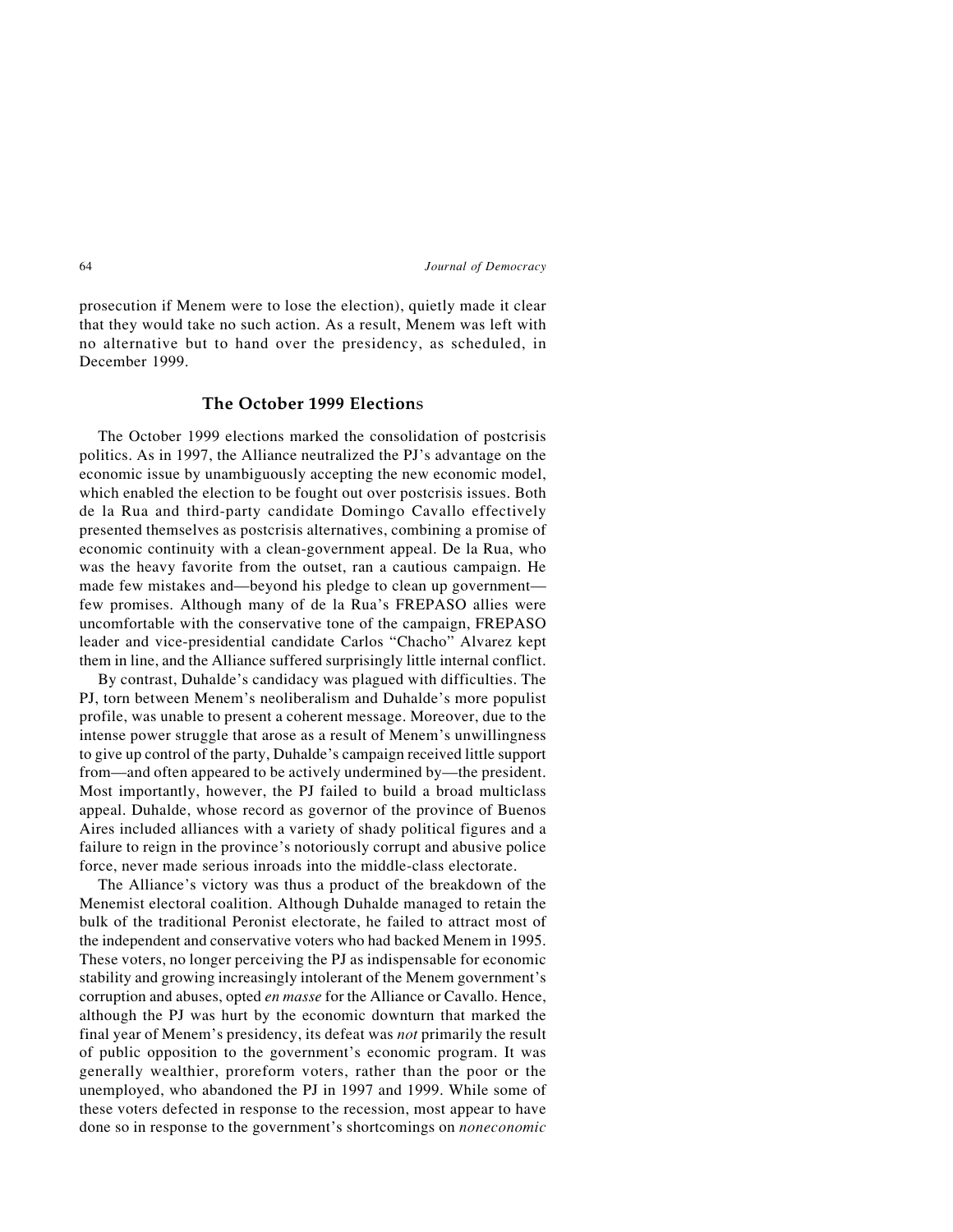prosecution if Menem were to lose the election), quietly made it clear that they would take no such action. As a result, Menem was left with no alternative but to hand over the presidency, as scheduled, in December 1999.

## The October 1999 Elections

The October 1999 elections marked the consolidation of postcrisis politics. As in 1997, the Alliance neutralized the PJ's advantage on the economic issue by unambiguously accepting the new economic model, which enabled the election to be fought out over postcrisis issues. Both de la Rua and third-party candidate Domingo Cavallo effectively presented themselves as postcrisis alternatives, combining a promise of economic continuity with a clean-government appeal. De la Rua, who was the heavy favorite from the outset, ran a cautious campaign. He made few mistakes and—beyond his pledge to clean up government—few promises. Although many of de la Rua's FREPASO allies were uncomfortable with the conservative tone of the campaign, FREPASO leader and vice-presidential candidate Carlos "Chacho" Alvarez kept them in line, and the Alliance suffered surprisingly little internal conflict.

By contrast, Duhalde's candidacy was plagued with difficulties. The PJ, torn between Menem's neoliberalism and Duhalde's more populist profile, was unable to present a coherent message. Moreover, due to the intense power struggle that arose as a result of Menem's unwillingness to give up control of the party, Duhalde's campaign received little support from—and often appeared to be actively undermined by—the president. Most importantly, however, the PJ failed to build a broad multiclass appeal. Duhalde, whose record as governor of the province of Buenos Aires included alliances with a variety of shady political figures and a failure to reign in the province's notoriously corrupt and abusive police force, never made serious inroads into the middle-class electorate.

The Alliance's victory was thus a product of the breakdown of the Menemist electoral coalition. Although Duhalde managed to retain the bulk of the traditional Peronist electorate, he failed to attract most of the independent and conservative voters who had backed Menem in 1995. These voters, no longer perceiving the PJ as indispensable for economic stability and growing increasingly intolerant of the Menem government's corruption and abuses, opted *en masse* for the Alliance or Cavallo. Hence, although the PJ was hurt by the economic downturn that marked the final year of Menem's presidency, its defeat was *not* primarily the result of public opposition to the government's economic program. It was generally wealthier, proreform voters, rather than the poor or the unemployed, who abandoned the PJ in 1997 and 1999. While some of these voters defected in response to the recession, most appear to have done so in response to the government's shortcomings on *noneconomic*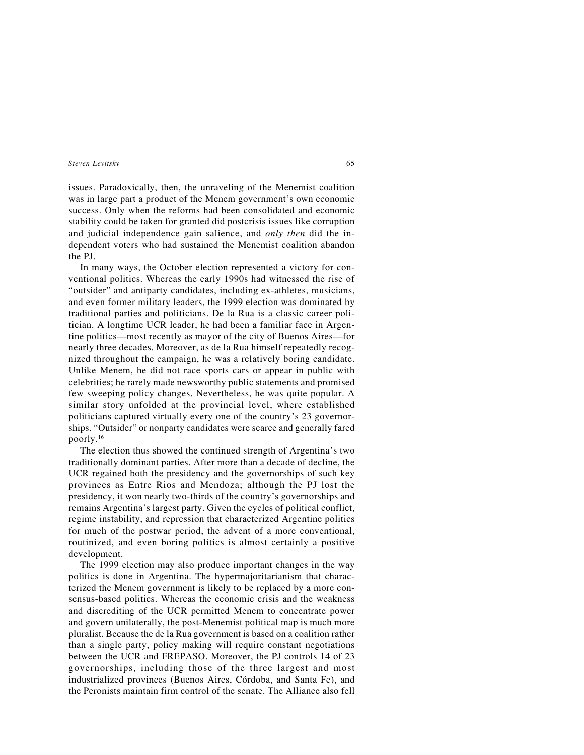issues. Paradoxically, then, the unraveling of the Menemist coalition was in large part a product of the Menem government's own economic success. Only when the reforms had been consolidated and economic stability could be taken for granted did postcrisis issues like corruption and judicial independence gain salience, and *only then* did the independent voters who had sustained the Menemist coalition abandon the PJ.

In many ways, the October election represented a victory for conventional politics. Whereas the early 1990s had witnessed the rise of "outsider" and antiparty candidates, including ex-athletes, musicians, and even former military leaders, the 1999 election was dominated by traditional parties and politicians. De la Rua is a classic career politician. A longtime UCR leader, he had been a familiar face in Argentine politics—most recently as mayor of the city of Buenos Aires—for nearly three decades. Moreover, as de la Rua himself repeatedly recognized throughout the campaign, he was a relatively boring candidate. Unlike Menem, he did not race sports cars or appear in public with celebrities; he rarely made newsworthy public statements and promised few sweeping policy changes. Nevertheless, he was quite popular. A similar story unfolded at the provincial level, where established politicians captured virtually every one of the country's 23 governorships. "Outsider" or nonparty candidates were scarce and generally fared poorly.[16]

The election thus showed the continued strength of Argentina's two traditionally dominant parties. After more than a decade of decline, the UCR regained both the presidency and the governorships of such key provinces as Entre Rios and Mendoza; although the PJ lost the presidency, it won nearly two-thirds of the country's governorships and remains Argentina's largest party. Given the cycles of political conflict, regime instability, and repression that characterized Argentine politics for much of the postwar period, the advent of a more conventional, routinized, and even boring politics is almost certainly a positive development.

The 1999 election may also produce important changes in the way politics is done in Argentina. The hypermajoritarianism that characterized the Menem government is likely to be replaced by a more consensus-based politics. Whereas the economic crisis and the weakness and discrediting of the UCR permitted Menem to concentrate power and govern unilaterally, the post-Menemist political map is much more pluralist. Because the de la Rua government is based on a coalition rather than a single party, policy making will require constant negotiations between the UCR and FREPASO. Moreover, the PJ controls 14 of 23 governorships, including those of the three largest and most industrialized provinces (Buenos Aires, Córdoba, and Santa Fe), and the Peronists maintain firm control of the senate. The Alliance also fell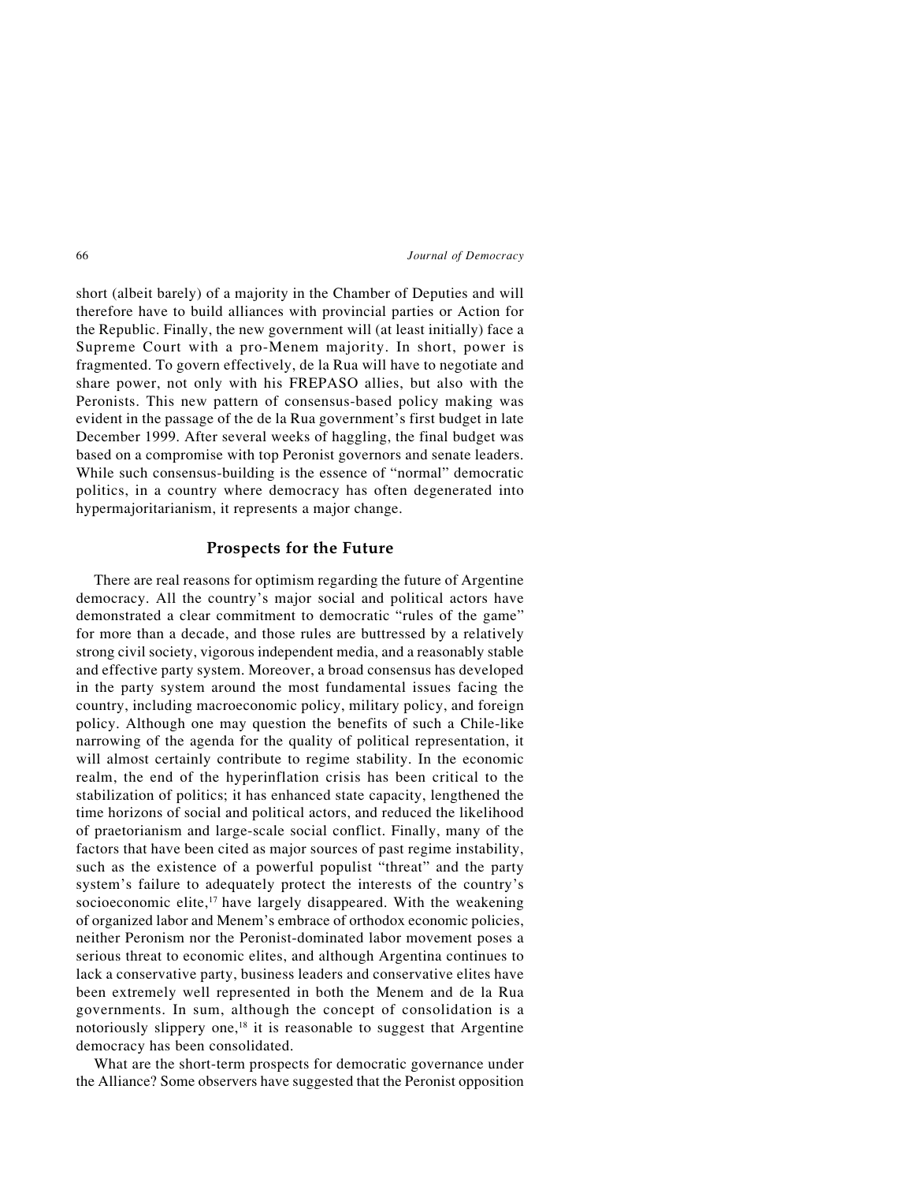short (albeit barely) of a majority in the Chamber of Deputies and will therefore have to build alliances with provincial parties or Action for the Republic. Finally, the new government will (at least initially) face a Supreme Court with a pro-Menem majority. In short, power is fragmented. To govern effectively, de la Rua will have to negotiate and share power, not only with his FREPASO allies, but also with the Peronists. This new pattern of consensus-based policy making was evident in the passage of the de la Rua government's first budget in late December 1999. After several weeks of haggling, the final budget was based on a compromise with top Peronist governors and senate leaders. While such consensus-building is the essence of "normal" democratic politics, in a country where democracy has often degenerated into hypermajoritarianism, it represents a major change.

## Prospects for the Future

There are real reasons for optimism regarding the future of Argentine democracy. All the country's major social and political actors have demonstrated a clear commitment to democratic "rules of the game" for more than a decade, and those rules are buttressed by a relatively strong civil society, vigorous independent media, and a reasonably stable and effective party system. Moreover, a broad consensus has developed in the party system around the most fundamental issues facing the country, including macroeconomic policy, military policy, and foreign policy. Although one may question the benefits of such a Chile-like narrowing of the agenda for the quality of political representation, it will almost certainly contribute to regime stability. In the economic realm, the end of the hyperinflation crisis has been critical to the stabilization of politics; it has enhanced state capacity, lengthened the time horizons of social and political actors, and reduced the likelihood of praetorianism and large-scale social conflict. Finally, many of the factors that have been cited as major sources of past regime instability, such as the existence of a powerful populist "threat" and the party system's failure to adequately protect the interests of the country's socioeconomic elite,[17] have largely disappeared. With the weakening of organized labor and Menem's embrace of orthodox economic policies, neither Peronism nor the Peronist-dominated labor movement poses a serious threat to economic elites, and although Argentina continues to lack a conservative party, business leaders and conservative elites have been extremely well represented in both the Menem and de la Rua governments. In sum, although the concept of consolidation is a notoriously slippery one,[18] it is reasonable to suggest that Argentine democracy has been consolidated.

What are the short-term prospects for democratic governance under the Alliance? Some observers have suggested that the Peronist opposition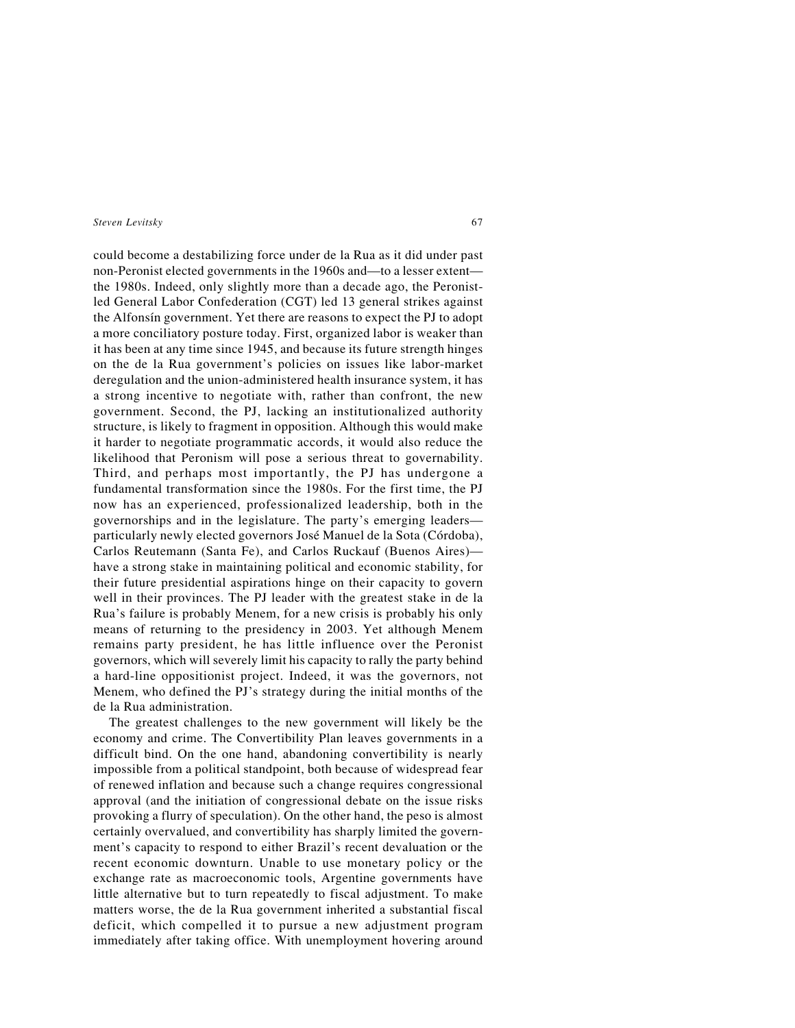could become a destabilizing force under de la Rua as it did under past non-Peronist elected governments in the 1960s and—to a lesser extent—the 1980s. Indeed, only slightly more than a decade ago, the Peronist-led General Labor Confederation (CGT) led 13 general strikes against the Alfonsín government. Yet there are reasons to expect the PJ to adopt a more conciliatory posture today. First, organized labor is weaker than it has been at any time since 1945, and because its future strength hinges on the de la Rua government's policies on issues like labor-market deregulation and the union-administered health insurance system, it has a strong incentive to negotiate with, rather than confront, the new government. Second, the PJ, lacking an institutionalized authority structure, is likely to fragment in opposition. Although this would make it harder to negotiate programmatic accords, it would also reduce the likelihood that Peronism will pose a serious threat to governability. Third, and perhaps most importantly, the PJ has undergone a fundamental transformation since the 1980s. For the first time, the PJ now has an experienced, professionalized leadership, both in the governorships and in the legislature. The party's emerging leaders—particularly newly elected governors José Manuel de la Sota (Córdoba), Carlos Reutemann (Santa Fe), and Carlos Ruckauf (Buenos Aires)—have a strong stake in maintaining political and economic stability, for their future presidential aspirations hinge on their capacity to govern well in their provinces. The PJ leader with the greatest stake in de la Rua's failure is probably Menem, for a new crisis is probably his only means of returning to the presidency in 2003. Yet although Menem remains party president, he has little influence over the Peronist governors, which will severely limit his capacity to rally the party behind a hard-line oppositionist project. Indeed, it was the governors, not Menem, who defined the PJ's strategy during the initial months of the de la Rua administration.

The greatest challenges to the new government will likely be the economy and crime. The Convertibility Plan leaves governments in a difficult bind. On the one hand, abandoning convertibility is nearly impossible from a political standpoint, both because of widespread fear of renewed inflation and because such a change requires congressional approval (and the initiation of congressional debate on the issue risks provoking a flurry of speculation). On the other hand, the peso is almost certainly overvalued, and convertibility has sharply limited the government's capacity to respond to either Brazil's recent devaluation or the recent economic downturn. Unable to use monetary policy or the exchange rate as macroeconomic tools, Argentine governments have little alternative but to turn repeatedly to fiscal adjustment. To make matters worse, the de la Rua government inherited a substantial fiscal deficit, which compelled it to pursue a new adjustment program immediately after taking office. With unemployment hovering around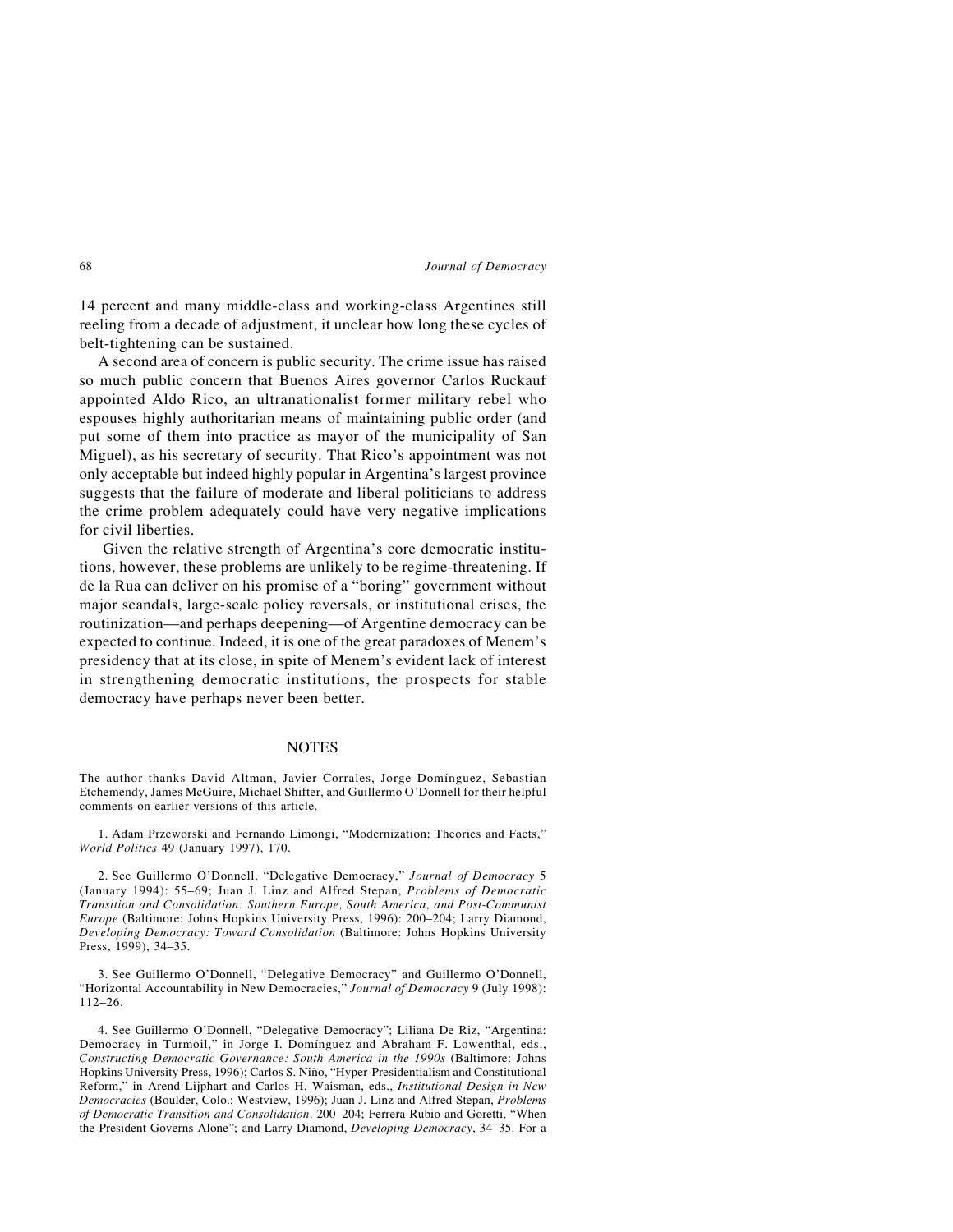14 percent and many middle-class and working-class Argentines still reeling from a decade of adjustment, it unclear how long these cycles of belt-tightening can be sustained.

A second area of concern is public security. The crime issue has raised so much public concern that Buenos Aires governor Carlos Ruckauf appointed Aldo Rico, an ultranationalist former military rebel who espouses highly authoritarian means of maintaining public order (and put some of them into practice as mayor of the municipality of San Miguel), as his secretary of security. That Rico's appointment was not only acceptable but indeed highly popular in Argentina's largest province suggests that the failure of moderate and liberal politicians to address the crime problem adequately could have very negative implications for civil liberties.

Given the relative strength of Argentina's core democratic institutions, however, these problems are unlikely to be regime-threatening. If de la Rua can deliver on his promise of a "boring" government without major scandals, large-scale policy reversals, or institutional crises, the routinization—and perhaps deepening—of Argentine democracy can be expected to continue. Indeed, it is one of the great paradoxes of Menem's presidency that at its close, in spite of Menem's evident lack of interest in strengthening democratic institutions, the prospects for stable democracy have perhaps never been better.

## NOTES

The author thanks David Altman, Javier Corrales, Jorge Domínguez, Sebastian Etchemendy, James McGuire, Michael Shifter, and Guillermo O'Donnell for their helpful comments on earlier versions of this article.

1. Adam Przeworski and Fernando Limongi, "Modernization: Theories and Facts," *World Politics* 49 (January 1997), 170.

2. See Guillermo O'Donnell, "Delegative Democracy," *Journal of Democracy* 5 (January 1994): 55–69; Juan J. Linz and Alfred Stepan, *Problems of Democratic Transition and Consolidation: Southern Europe, South America, and Post-Communist Europe* (Baltimore: Johns Hopkins University Press, 1996): 200–204; Larry Diamond, *Developing Democracy: Toward Consolidation* (Baltimore: Johns Hopkins University Press, 1999), 34–35.

3. See Guillermo O'Donnell, "Delegative Democracy" and Guillermo O'Donnell, "Horizontal Accountability in New Democracies," *Journal of Democracy* 9 (July 1998): 112–26.

4. See Guillermo O'Donnell, "Delegative Democracy"; Liliana De Riz, "Argentina: Democracy in Turmoil," in Jorge I. Domínguez and Abraham F. Lowenthal, eds., *Constructing Democratic Governance: South America in the 1990s* (Baltimore: Johns Hopkins University Press, 1996); Carlos S. Niño, "Hyper-Presidentialism and Constitutional Reform," in Arend Lijphart and Carlos H. Waisman, eds., *Institutional Design in New Democracies* (Boulder, Colo.: Westview, 1996); Juan J. Linz and Alfred Stepan, *Problems of Democratic Transition and Consolidation,* 200–204; Ferrera Rubio and Goretti, "When the President Governs Alone"; and Larry Diamond, *Developing Democracy*, 34–35. For a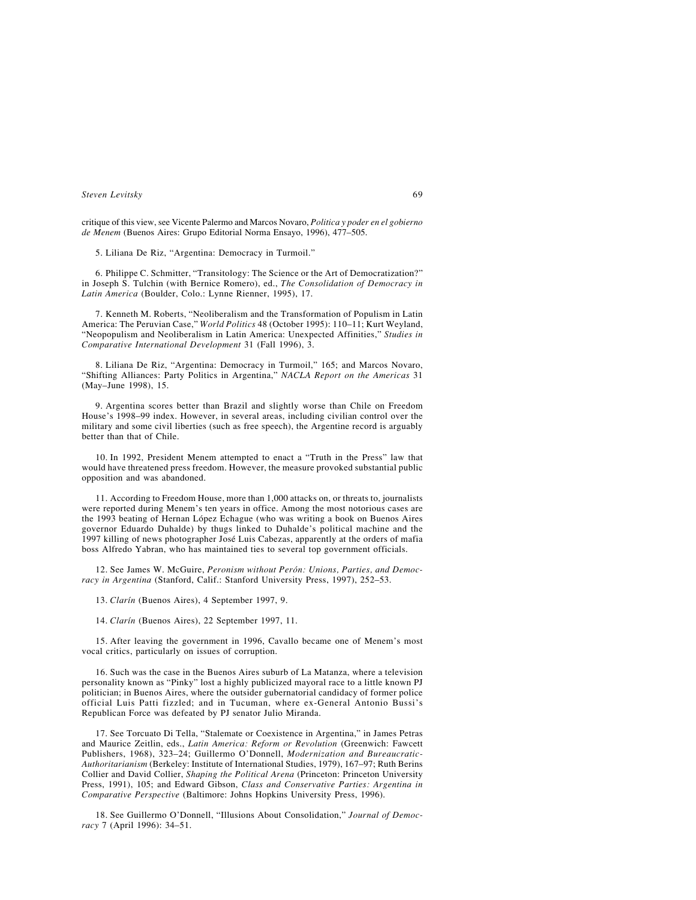critique of this view, see Vicente Palermo and Marcos Novaro, *Politica y poder en el gobierno de Menem* (Buenos Aires: Grupo Editorial Norma Ensayo, 1996), 477–505.

5. Liliana De Riz, "Argentina: Democracy in Turmoil."

6. Philippe C. Schmitter, "Transitology: The Science or the Art of Democratization?" in Joseph S. Tulchin (with Bernice Romero), ed., *The Consolidation of Democracy in Latin America* (Boulder, Colo.: Lynne Rienner, 1995), 17.

7. Kenneth M. Roberts, "Neoliberalism and the Transformation of Populism in Latin America: The Peruvian Case," *World Politics* 48 (October 1995): 110–11; Kurt Weyland, "Neopopulism and Neoliberalism in Latin America: Unexpected Affinities," *Studies in Comparative International Development* 31 (Fall 1996), 3.

8. Liliana De Riz, "Argentina: Democracy in Turmoil," 165; and Marcos Novaro, "Shifting Alliances: Party Politics in Argentina," *NACLA Report on the Americas* 31 (May–June 1998), 15.

9. Argentina scores better than Brazil and slightly worse than Chile on Freedom House's 1998–99 index. However, in several areas, including civilian control over the military and some civil liberties (such as free speech), the Argentine record is arguably better than that of Chile.

10. In 1992, President Menem attempted to enact a "Truth in the Press" law that would have threatened press freedom. However, the measure provoked substantial public opposition and was abandoned.

11. According to Freedom House, more than 1,000 attacks on, or threats to, journalists were reported during Menem's ten years in office. Among the most notorious cases are the 1993 beating of Hernan López Echague (who was writing a book on Buenos Aires governor Eduardo Duhalde) by thugs linked to Duhalde's political machine and the 1997 killing of news photographer José Luis Cabezas, apparently at the orders of mafia boss Alfredo Yabran, who has maintained ties to several top government officials.

12. See James W. McGuire, *Peronism without Perón: Unions, Parties, and Democracy in Argentina* (Stanford, Calif.: Stanford University Press, 1997), 252–53.

13. *Clarín* (Buenos Aires), 4 September 1997, 9.

14. *Clarín* (Buenos Aires), 22 September 1997, 11.

15. After leaving the government in 1996, Cavallo became one of Menem's most vocal critics, particularly on issues of corruption.

16. Such was the case in the Buenos Aires suburb of La Matanza, where a television personality known as "Pinky" lost a highly publicized mayoral race to a little known PJ politician; in Buenos Aires, where the outsider gubernatorial candidacy of former police official Luis Patti fizzled; and in Tucuman, where ex-General Antonio Bussi's Republican Force was defeated by PJ senator Julio Miranda.

17. See Torcuato Di Tella, "Stalemate or Coexistence in Argentina," in James Petras and Maurice Zeitlin, eds., *Latin America: Reform or Revolution* (Greenwich: Fawcett Publishers, 1968), 323–24; Guillermo O'Donnell, *Modernization and Bureaucratic-Authoritarianism* (Berkeley: Institute of International Studies, 1979), 167–97; Ruth Berins Collier and David Collier, *Shaping the Political Arena* (Princeton: Princeton University Press, 1991), 105; and Edward Gibson, *Class and Conservative Parties: Argentina in Comparative Perspective* (Baltimore: Johns Hopkins University Press, 1996).

18. See Guillermo O'Donnell, "Illusions About Consolidation," *Journal of Democracy* 7 (April 1996): 34–51.